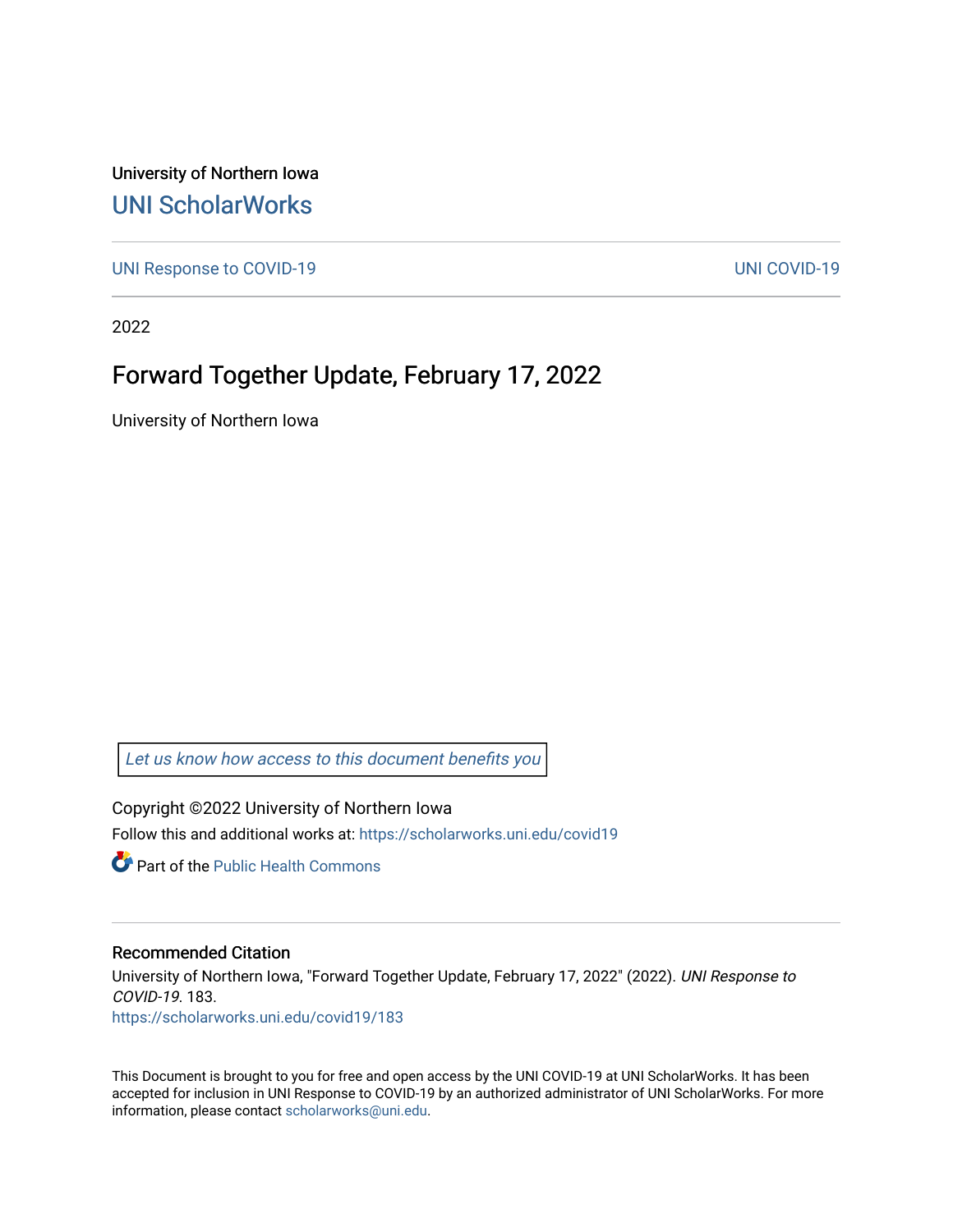University of Northern Iowa

# UNI ScholarWorks

UNI Response to COVID-19 | UNI COVID-19

2022

## Forward Together Update, February 17, 2022

University of Northern Iowa

*Let us know how access to this document benefits you*

Copyright ©2022 University of Northern Iowa

Follow this and additional works at: https://scholarworks.uni.edu/covid19

Part of the Public Health Commons

### Recommended Citation

University of Northern Iowa, "Forward Together Update, February 17, 2022" (2022). *UNI Response to COVID-19*. 183.
https://scholarworks.uni.edu/covid19/183

This Document is brought to you for free and open access by the UNI COVID-19 at UNI ScholarWorks. It has been accepted for inclusion in UNI Response to COVID-19 by an authorized administrator of UNI ScholarWorks. For more information, please contact scholarworks@uni.edu.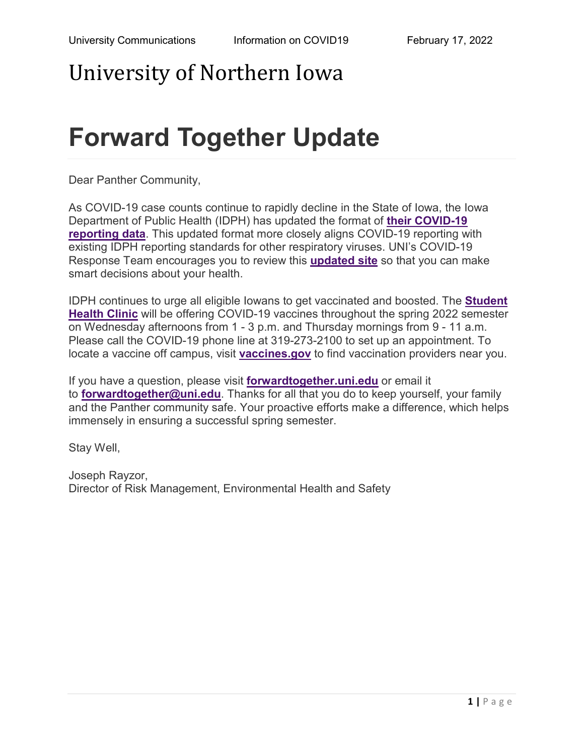University of Northern Iowa

# Forward Together Update

Dear Panther Community,

As COVID-19 case counts continue to rapidly decline in the State of Iowa, the Iowa Department of Public Health (IDPH) has updated the format of **their COVID-19 reporting data**. This updated format more closely aligns COVID-19 reporting with existing IDPH reporting standards for other respiratory viruses. UNI's COVID-19 Response Team encourages you to review this **updated site** so that you can make smart decisions about your health.

IDPH continues to urge all eligible Iowans to get vaccinated and boosted. The **Student Health Clinic** will be offering COVID-19 vaccines throughout the spring 2022 semester on Wednesday afternoons from 1 - 3 p.m. and Thursday mornings from 9 - 11 a.m. Please call the COVID-19 phone line at 319-273-2100 to set up an appointment. To locate a vaccine off campus, visit **vaccines.gov** to find vaccination providers near you.

If you have a question, please visit **forwardtogether.uni.edu** or email it to **forwardtogether@uni.edu**. Thanks for all that you do to keep yourself, your family and the Panther community safe. Your proactive efforts make a difference, which helps immensely in ensuring a successful spring semester.

Stay Well,

Joseph Rayzor,
Director of Risk Management, Environmental Health and Safety